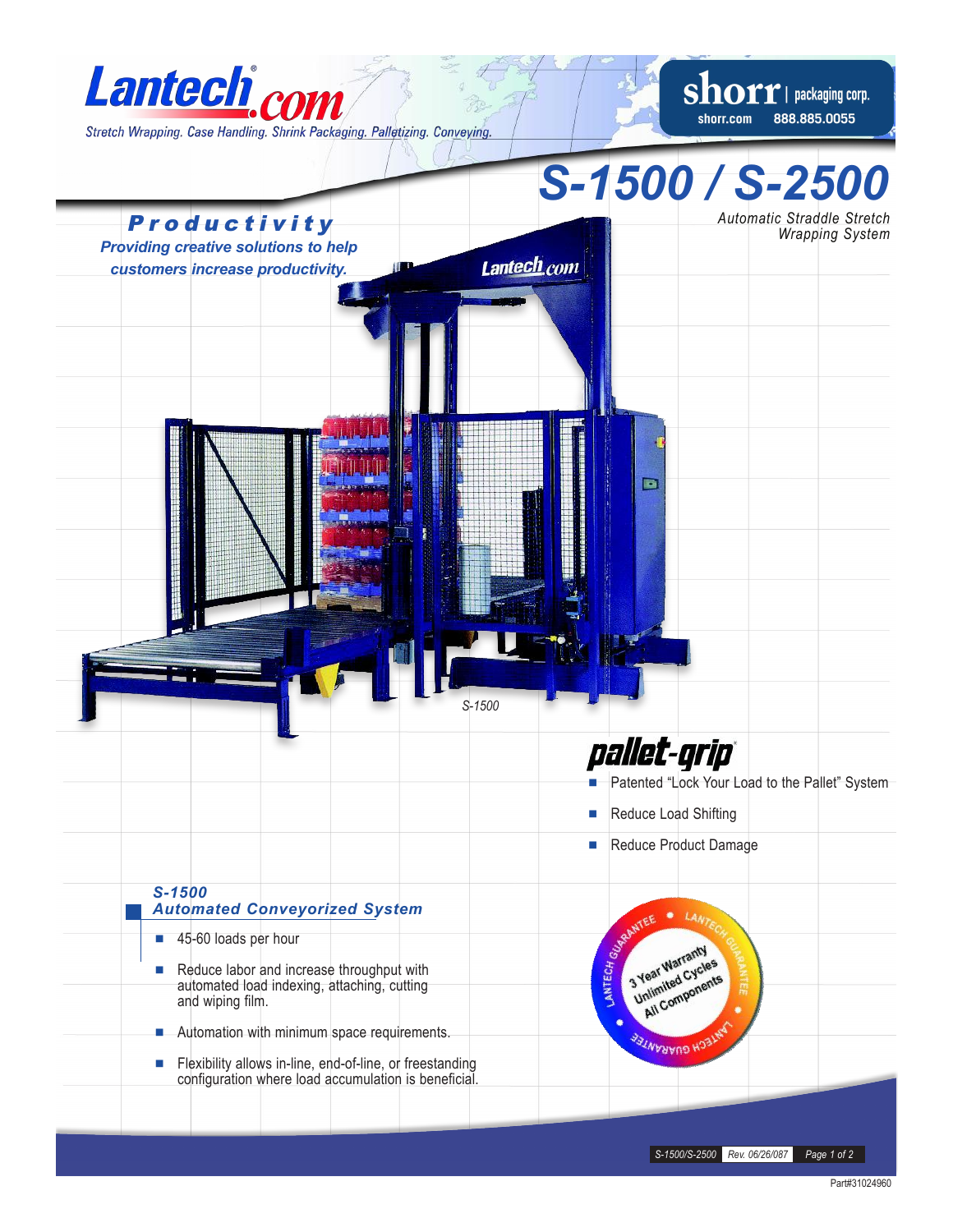Lantech.com

Stretch Wrapping. Case Handling. Shrink Packaging. Palletizing. Conveying.

shorr | packaging corp.
shorr.com 888.885.0055

# S-1500 / S-2500

*Automatic Straddle Stretch Wrapping System*

## *Productivity*

***Providing creative solutions to help customers increase productivity.***

S-1500

## pallet-grip

- Patented "Lock Your Load to the Pallet" System
- Reduce Load Shifting
- Reduce Product Damage

### *S-1500*
### *Automated Conveyorized System*

- 45-60 loads per hour
- Reduce labor and increase throughput with automated load indexing, attaching, cutting and wiping film.
- Automation with minimum space requirements.
- Flexibility allows in-line, end-of-line, or freestanding configuration where load accumulation is beneficial.

LANTECH GUARANTEE • LANTECH GUARANTEE • LANTECH GUARANTEE •
3 Year Warranty
Unlimited Cycles
All Components

S-1500/S-2500 Rev. 06/26/087

Part#31024960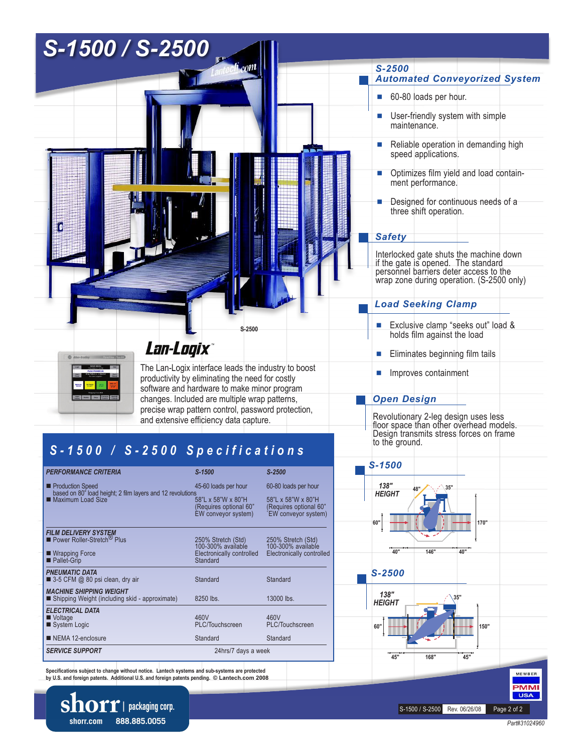# S-1500 / S-2500

S-2500

## S-2500 Automated Conveyorized System

- 60-80 loads per hour.
- User-friendly system with simple maintenance.
- Reliable operation in demanding high speed applications.
- Optimizes film yield and load containment performance.
- Designed for continuous needs of a three shift operation.

## Safety

Interlocked gate shuts the machine down if the gate is opened. The standard personnel barriers deter access to the wrap zone during operation. (S-2500 only)

## Load Seeking Clamp

- Exclusive clamp "seeks out" load & holds film against the load
- Eliminates beginning film tails
- Improves containment

## Open Design

Revolutionary 2-leg design uses less floor space than other overhead models. Design transmits stress forces on frame to the ground.

## Lan-Logix™

The Lan-Logix interface leads the industry to boost productivity by eliminating the need for costly software and hardware to make minor program changes. Included are multiple wrap patterns, precise wrap pattern control, password protection, and extensive efficiency data capture.

## S-1500

138" HEIGHT
48"
35"
60"
170"
40"
146"
40"

## S-2500

138" HEIGHT
35"
60"
150"
45"
168"
45"

## S-1500 / S-2500 Specifications

| PERFORMANCE CRITERIA | S-1500 | S-2500 |
|---|---|---|
| ■ Production Speed based on 80" load height; 2 film layers and 12 revolutions | 45-60 loads per hour | 60-80 loads per hour |
| ■ Maximum Load Size | 58"L x 58"W x 80"H (Requires optional 60" EW conveyor system) | 58"L x 58"W x 80"H (Requires optional 60" EW conveyor system) |
| **FILM DELIVERY SYSTEM** | | |
| ■ Power Roller-Stretch® Plus | 250% Stretch (Std) 100-300% available | 250% Stretch (Std) 100-300% available |
| ■ Wrapping Force | Electronically controlled | Electronically controlled |
| ■ Pallet-Grip | Standard | |
| **PNEUMATIC DATA** | | |
| ■ 3-5 CFM @ 80 psi clean, dry air | Standard | Standard |
| **MACHINE SHIPPING WEIGHT** | | |
| ■ Shipping Weight (including skid - approximate) | 8250 lbs. | 13000 lbs. |
| **ELECTRICAL DATA** | | |
| ■ Voltage | 460V | 460V |
| ■ System Logic | PLC/Touchscreen | PLC/Touchscreen |
| ■ NEMA 12-enclosure | Standard | Standard |
| **SERVICE SUPPORT** | 24hrs/7 days a week | |

Specifications subject to change without notice. Lantech systems and sub-systems are protected by U.S. and foreign patents. Additional U.S. and foreign patents pending. © Lantech.com 2008

shorr | packaging corp.
shorr.com 888.885.0055

MEMBER PMMI USA

S-1500 / S-2500 Rev. 06/26/08

Part#31024960